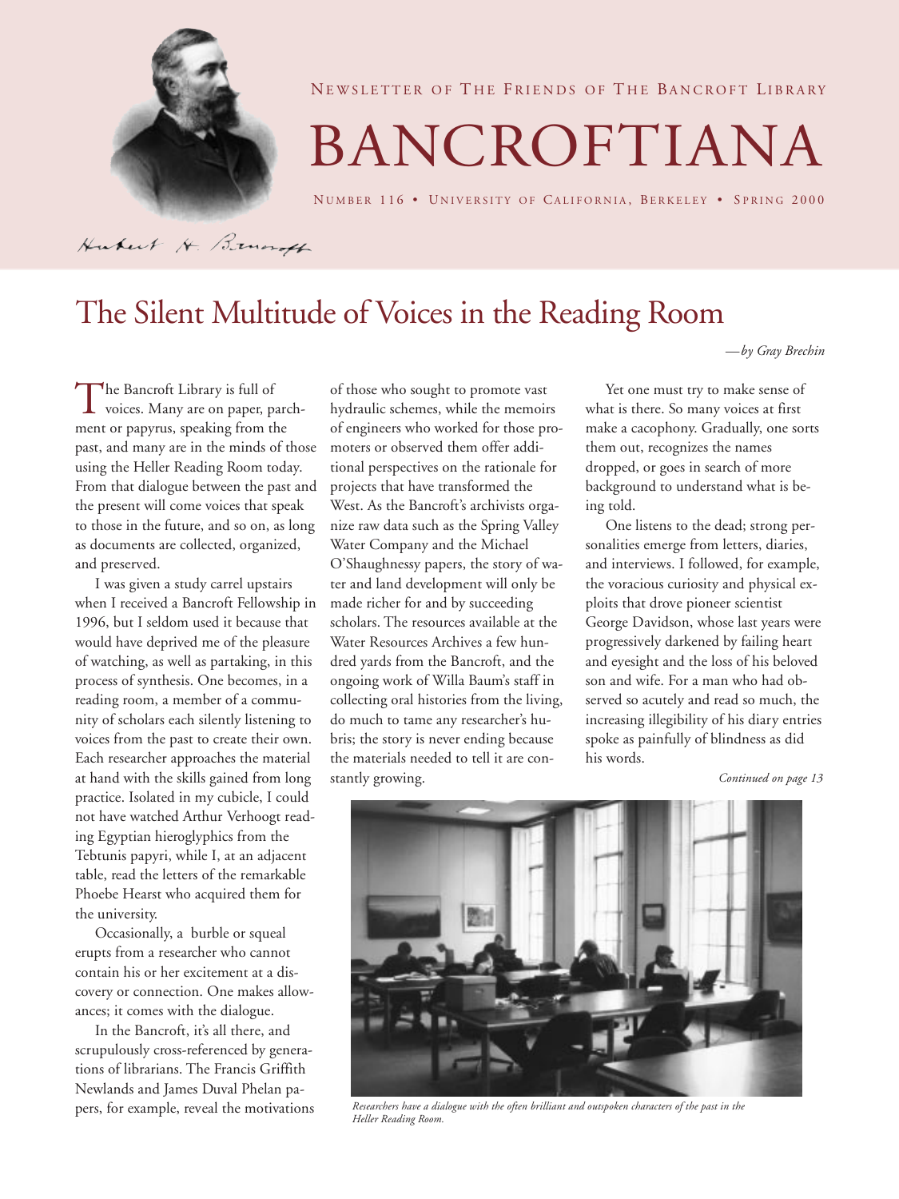NEWSLETTER OF THE FRIENDS OF THE BANCROFT LIBRARY

# BANCROFTIANA

NUMBER 116 • UNIVERSITY OF CALIFORNIA, BERKELEY • SPRING 2000

## The Silent Multitude of Voices in the Reading Room

*—by Gray Brechin*

The Bancroft Library is full of voices. Many are on paper, parchment or papyrus, speaking from the past, and many are in the minds of those using the Heller Reading Room today. From that dialogue between the past and the present will come voices that speak to those in the future, and so on, as long as documents are collected, organized, and preserved.

I was given a study carrel upstairs when I received a Bancroft Fellowship in 1996, but I seldom used it because that would have deprived me of the pleasure of watching, as well as partaking, in this process of synthesis. One becomes, in a reading room, a member of a community of scholars each silently listening to voices from the past to create their own. Each researcher approaches the material at hand with the skills gained from long practice. Isolated in my cubicle, I could not have watched Arthur Verhoogt reading Egyptian hieroglyphics from the Tebtunis papyri, while I, at an adjacent table, read the letters of the remarkable Phoebe Hearst who acquired them for the university.

Occasionally, a burble or squeal erupts from a researcher who cannot contain his or her excitement at a discovery or connection. One makes allowances; it comes with the dialogue.

In the Bancroft, it's all there, and scrupulously cross-referenced by generations of librarians. The Francis Griffith Newlands and James Duval Phelan papers, for example, reveal the motivations of those who sought to promote vast hydraulic schemes, while the memoirs of engineers who worked for those promoters or observed them offer additional perspectives on the rationale for projects that have transformed the West. As the Bancroft's archivists organize raw data such as the Spring Valley Water Company and the Michael O'Shaughnessy papers, the story of water and land development will only be made richer for and by succeeding scholars. The resources available at the Water Resources Archives a few hundred yards from the Bancroft, and the ongoing work of Willa Baum's staff in collecting oral histories from the living, do much to tame any researcher's hubris; the story is never ending because the materials needed to tell it are constantly growing.

Yet one must try to make sense of what is there. So many voices at first make a cacophony. Gradually, one sorts them out, recognizes the names dropped, or goes in search of more background to understand what is being told.

One listens to the dead; strong personalities emerge from letters, diaries, and interviews. I followed, for example, the voracious curiosity and physical exploits that drove pioneer scientist George Davidson, whose last years were progressively darkened by failing heart and eyesight and the loss of his beloved son and wife. For a man who had observed so acutely and read so much, the increasing illegibility of his diary entries spoke as painfully of blindness as did his words.

*Continued on page 13*

*Researchers have a dialogue with the often brilliant and outspoken characters of the past in the Heller Reading Room.*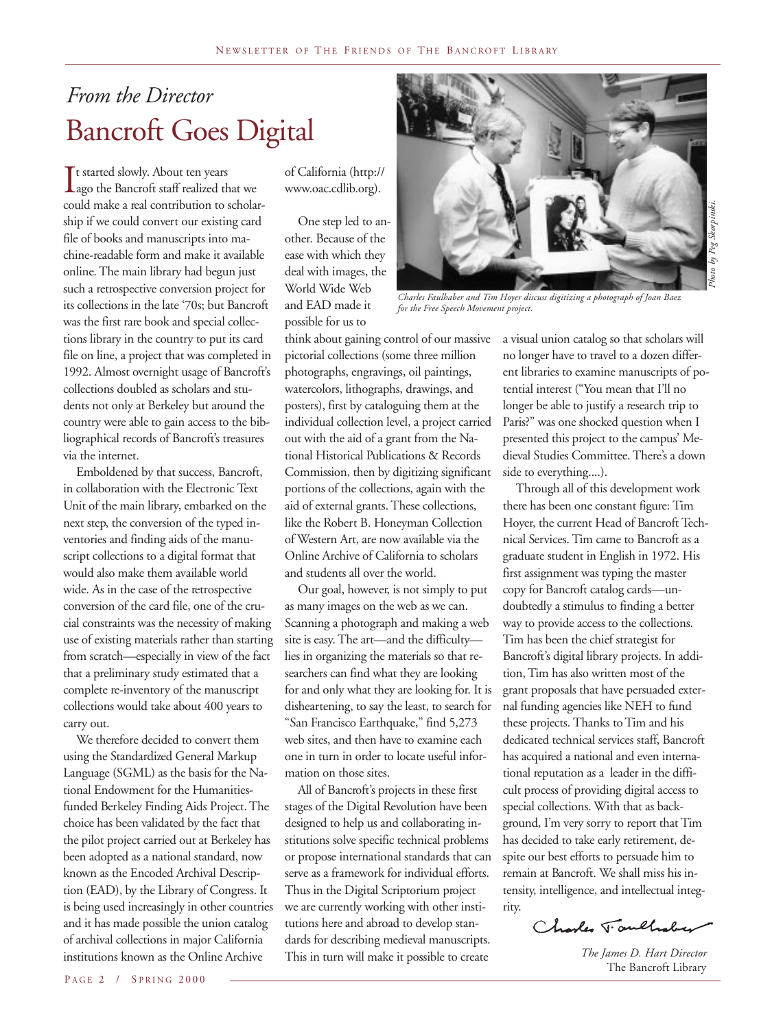## *From the Director*

# Bancroft Goes Digital

It started slowly. About ten years ago the Bancroft staff realized that we could make a real contribution to scholarship if we could convert our existing card file of books and manuscripts into machine-readable form and make it available online. The main library had begun just such a retrospective conversion project for its collections in the late '70s; but Bancroft was the first rare book and special collections library in the country to put its card file on line, a project that was completed in 1992. Almost overnight usage of Bancroft's collections doubled as scholars and students not only at Berkeley but around the country were able to gain access to the bibliographical records of Bancroft's treasures via the internet.

Emboldened by that success, Bancroft, in collaboration with the Electronic Text Unit of the main library, embarked on the next step, the conversion of the typed inventories and finding aids of the manuscript collections to a digital format that would also make them available world wide. As in the case of the retrospective conversion of the card file, one of the crucial constraints was the necessity of making use of existing materials rather than starting from scratch—especially in view of the fact that a preliminary study estimated that a complete re-inventory of the manuscript collections would take about 400 years to carry out.

We therefore decided to convert them using the Standardized General Markup Language (SGML) as the basis for the National Endowment for the Humanities-funded Berkeley Finding Aids Project. The choice has been validated by the fact that the pilot project carried out at Berkeley has been adopted as a national standard, now known as the Encoded Archival Description (EAD), by the Library of Congress. It is being used increasingly in other countries and it has made possible the union catalog of archival collections in major California institutions known as the Online Archive of California (http://www.oac.cdlib.org).

One step led to another. Because of the ease with which they deal with images, the World Wide Web and EAD made it possible for us to think about gaining control of our massive pictorial collections (some three million photographs, engravings, oil paintings, watercolors, lithographs, drawings, and posters), first by cataloguing them at the individual collection level, a project carried out with the aid of a grant from the National Historical Publications & Records Commission, then by digitizing significant portions of the collections, again with the aid of external grants. These collections, like the Robert B. Honeyman Collection of Western Art, are now available via the Online Archive of California to scholars and students all over the world.

*Charles Faulhaber and Tim Hoyer discuss digitizing a photograph of Joan Baez for the Free Speech Movement project.*

*Photo by Peg Skorpinski.*

Our goal, however, is not simply to put as many images on the web as we can. Scanning a photograph and making a web site is easy. The art—and the difficulty—lies in organizing the materials so that researchers can find what they are looking for and only what they are looking for. It is disheartening, to say the least, to search for "San Francisco Earthquake," find 5,273 web sites, and then have to examine each one in turn in order to locate useful information on those sites.

All of Bancroft's projects in these first stages of the Digital Revolution have been designed to help us and collaborating institutions solve specific technical problems or propose international standards that can serve as a framework for individual efforts. Thus in the Digital Scriptorium project we are currently working with other institutions here and abroad to develop standards for describing medieval manuscripts. This in turn will make it possible to create a visual union catalog so that scholars will no longer have to travel to a dozen different libraries to examine manuscripts of potential interest ("You mean that I'll no longer be able to justify a research trip to Paris?" was one shocked question when I presented this project to the campus' Medieval Studies Committee. There's a down side to everything....).

Through all of this development work there has been one constant figure: Tim Hoyer, the current Head of Bancroft Technical Services. Tim came to Bancroft as a graduate student in English in 1972. His first assignment was typing the master copy for Bancroft catalog cards—undoubtedly a stimulus to finding a better way to provide access to the collections. Tim has been the chief strategist for Bancroft's digital library projects. In addition, Tim has also written most of the grant proposals that have persuaded external funding agencies like NEH to fund these projects. Thanks to Tim and his dedicated technical services staff, Bancroft has acquired a national and even international reputation as a leader in the difficult process of providing digital access to special collections. With that as background, I'm very sorry to report that Tim has decided to take early retirement, despite our best efforts to persuade him to remain at Bancroft. We shall miss his intensity, intelligence, and intellectual integrity.

Charles Faulhaber

*The James D. Hart Director*
The Bancroft Library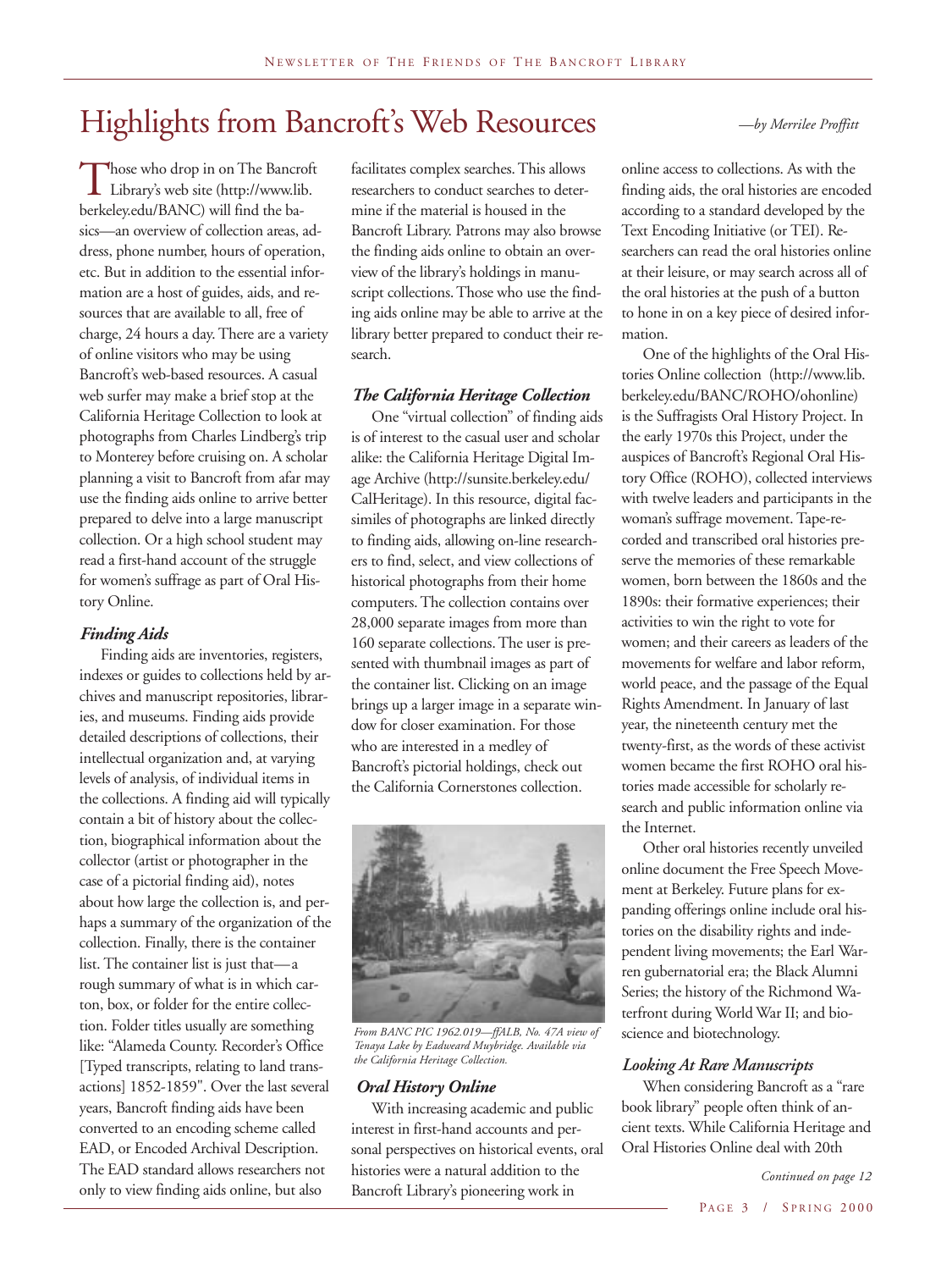# Highlights from Bancroft's Web Resources

*—by Merrilee Proffitt*

Those who drop in on The Bancroft Library's web site (http://www.lib.berkeley.edu/BANC) will find the basics—an overview of collection areas, address, phone number, hours of operation, etc. But in addition to the essential information are a host of guides, aids, and resources that are available to all, free of charge, 24 hours a day. There are a variety of online visitors who may be using Bancroft's web-based resources. A casual web surfer may make a brief stop at the California Heritage Collection to look at photographs from Charles Lindberg's trip to Monterey before cruising on. A scholar planning a visit to Bancroft from afar may use the finding aids online to arrive better prepared to delve into a large manuscript collection. Or a high school student may read a first-hand account of the struggle for women's suffrage as part of Oral History Online.

### *Finding Aids*

Finding aids are inventories, registers, indexes or guides to collections held by archives and manuscript repositories, libraries, and museums. Finding aids provide detailed descriptions of collections, their intellectual organization and, at varying levels of analysis, of individual items in the collections. A finding aid will typically contain a bit of history about the collection, biographical information about the collector (artist or photographer in the case of a pictorial finding aid), notes about how large the collection is, and perhaps a summary of the organization of the collection. Finally, there is the container list. The container list is just that—a rough summary of what is in which carton, box, or folder for the entire collection. Folder titles usually are something like: "Alameda County. Recorder's Office [Typed transcripts, relating to land transactions] 1852-1859". Over the last several years, Bancroft finding aids have been converted to an encoding scheme called EAD, or Encoded Archival Description. The EAD standard allows researchers not only to view finding aids online, but also facilitates complex searches. This allows researchers to conduct searches to determine if the material is housed in the Bancroft Library. Patrons may also browse the finding aids online to obtain an overview of the library's holdings in manuscript collections. Those who use the finding aids online may be able to arrive at the library better prepared to conduct their research.

### *The California Heritage Collection*

One "virtual collection" of finding aids is of interest to the casual user and scholar alike: the California Heritage Digital Image Archive (http://sunsite.berkeley.edu/CalHeritage). In this resource, digital facsimiles of photographs are linked directly to finding aids, allowing on-line researchers to find, select, and view collections of historical photographs from their home computers. The collection contains over 28,000 separate images from more than 160 separate collections. The user is presented with thumbnail images as part of the container list. Clicking on an image brings up a larger image in a separate window for closer examination. For those who are interested in a medley of Bancroft's pictorial holdings, check out the California Cornerstones collection.

*From BANC PIC 1962.019—ffALB, No. 47A view of Tenaya Lake by Eadweard Muybridge. Available via the California Heritage Collection.*

### *Oral History Online*

With increasing academic and public interest in first-hand accounts and personal perspectives on historical events, oral histories were a natural addition to the Bancroft Library's pioneering work in online access to collections. As with the finding aids, the oral histories are encoded according to a standard developed by the Text Encoding Initiative (or TEI). Researchers can read the oral histories online at their leisure, or may search across all of the oral histories at the push of a button to hone in on a key piece of desired information.

One of the highlights of the Oral Histories Online collection (http://www.lib.berkeley.edu/BANC/ROHO/ohonline) is the Suffragists Oral History Project. In the early 1970s this Project, under the auspices of Bancroft's Regional Oral History Office (ROHO), collected interviews with twelve leaders and participants in the woman's suffrage movement. Tape-recorded and transcribed oral histories preserve the memories of these remarkable women, born between the 1860s and the 1890s: their formative experiences; their activities to win the right to vote for women; and their careers as leaders of the movements for welfare and labor reform, world peace, and the passage of the Equal Rights Amendment. In January of last year, the nineteenth century met the twenty-first, as the words of these activist women became the first ROHO oral histories made accessible for scholarly research and public information online via the Internet.

Other oral histories recently unveiled online document the Free Speech Movement at Berkeley. Future plans for expanding offerings online include oral histories on the disability rights and independent living movements; the Earl Warren gubernatorial era; the Black Alumni Series; the history of the Richmond Waterfront during World War II; and bioscience and biotechnology.

### *Looking At Rare Manuscripts*

When considering Bancroft as a "rare book library" people often think of ancient texts. While California Heritage and Oral Histories Online deal with 20th

*Continued on page 12*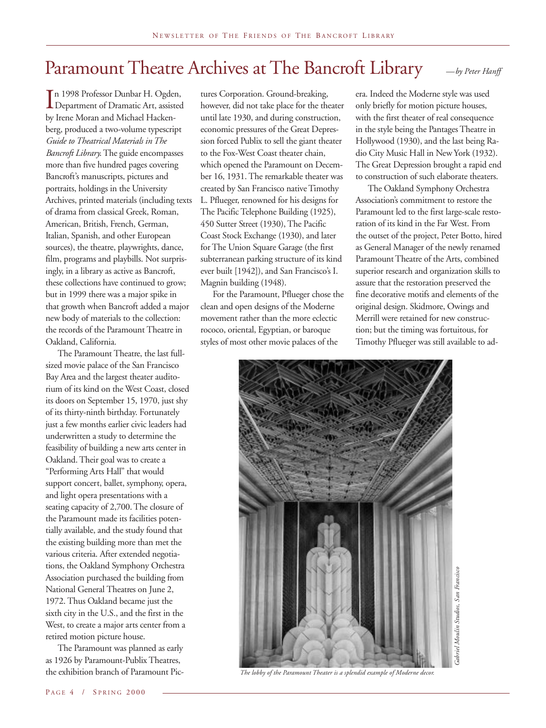# Paramount Theatre Archives at The Bancroft Library

*—by Peter Hanff*

In 1998 Professor Dunbar H. Ogden, Department of Dramatic Art, assisted by Irene Moran and Michael Hackenberg, produced a two-volume typescript *Guide to Theatrical Materials in The Bancroft Library*. The guide encompasses more than five hundred pages covering Bancroft's manuscripts, pictures and portraits, holdings in the University Archives, printed materials (including texts of drama from classical Greek, Roman, American, British, French, German, Italian, Spanish, and other European sources), the theatre, playwrights, dance, film, programs and playbills. Not surprisingly, in a library as active as Bancroft, these collections have continued to grow; but in 1999 there was a major spike in that growth when Bancroft added a major new body of materials to the collection: the records of the Paramount Theatre in Oakland, California.

The Paramount Theatre, the last full-sized movie palace of the San Francisco Bay Area and the largest theater auditorium of its kind on the West Coast, closed its doors on September 15, 1970, just shy of its thirty-ninth birthday. Fortunately just a few months earlier civic leaders had underwritten a study to determine the feasibility of building a new arts center in Oakland. Their goal was to create a "Performing Arts Hall" that would support concert, ballet, symphony, opera, and light opera presentations with a seating capacity of 2,700. The closure of the Paramount made its facilities potentially available, and the study found that the existing building more than met the various criteria. After extended negotiations, the Oakland Symphony Orchestra Association purchased the building from National General Theatres on June 2, 1972. Thus Oakland became just the sixth city in the U.S., and the first in the West, to create a major arts center from a retired motion picture house.

The Paramount was planned as early as 1926 by Paramount-Publix Theatres, the exhibition branch of Paramount Pictures Corporation. Ground-breaking, however, did not take place for the theater until late 1930, and during construction, economic pressures of the Great Depression forced Publix to sell the giant theater to the Fox-West Coast theater chain, which opened the Paramount on December 16, 1931. The remarkable theater was created by San Francisco native Timothy L. Pflueger, renowned for his designs for The Pacific Telephone Building (1925), 450 Sutter Street (1930), The Pacific Coast Stock Exchange (1930), and later for The Union Square Garage (the first subterranean parking structure of its kind ever built [1942]), and San Francisco's I. Magnin building (1948).

For the Paramount, Pflueger chose the clean and open designs of the Moderne movement rather than the more eclectic rococo, oriental, Egyptian, or baroque styles of most other movie palaces of the era. Indeed the Moderne style was used only briefly for motion picture houses, with the first theater of real consequence in the style being the Pantages Theatre in Hollywood (1930), and the last being Radio City Music Hall in New York (1932). The Great Depression brought a rapid end to construction of such elaborate theaters.

The Oakland Symphony Orchestra Association's commitment to restore the Paramount led to the first large-scale restoration of its kind in the Far West. From the outset of the project, Peter Botto, hired as General Manager of the newly renamed Paramount Theatre of the Arts, combined superior research and organization skills to assure that the restoration preserved the fine decorative motifs and elements of the original design. Skidmore, Owings and Merrill were retained for new construction; but the timing was fortuitous, for Timothy Pflueger was still available to ad-

*Gabriel Moulin Studios, San Francisco*

*The lobby of the Paramount Theater is a splendid example of Moderne decor.*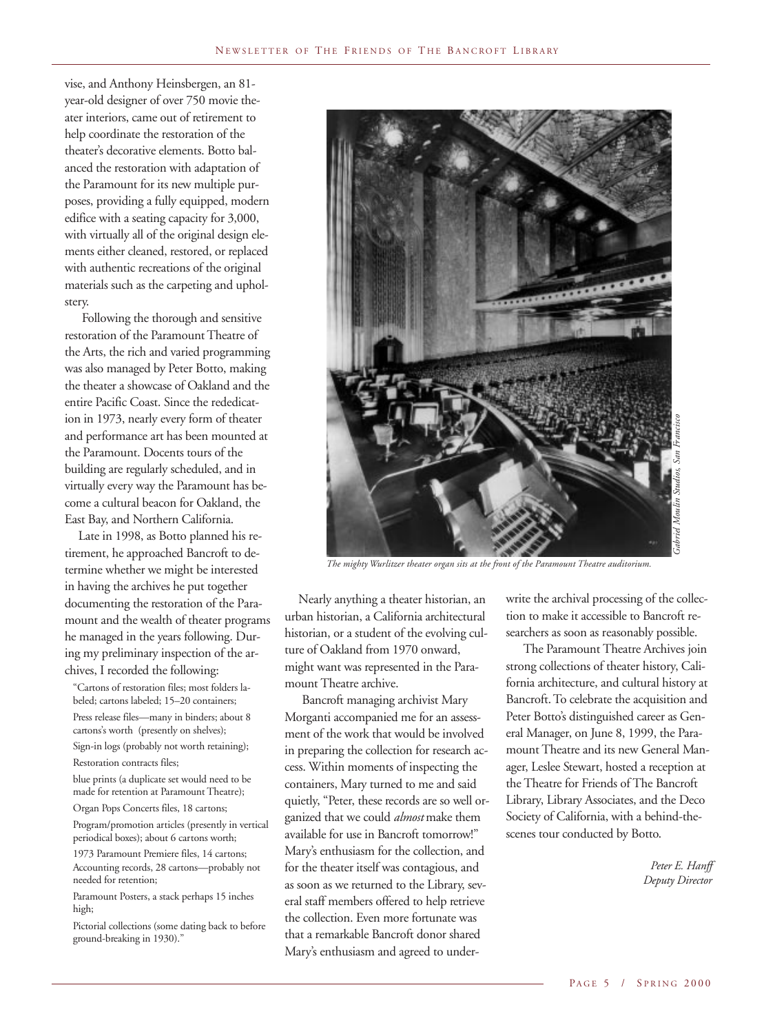vise, and Anthony Heinsbergen, an 81-year-old designer of over 750 movie theater interiors, came out of retirement to help coordinate the restoration of the theater's decorative elements. Botto balanced the restoration with adaptation of the Paramount for its new multiple purposes, providing a fully equipped, modern edifice with a seating capacity for 3,000, with virtually all of the original design elements either cleaned, restored, or replaced with authentic recreations of the original materials such as the carpeting and upholstery.

Following the thorough and sensitive restoration of the Paramount Theatre of the Arts, the rich and varied programming was also managed by Peter Botto, making the theater a showcase of Oakland and the entire Pacific Coast. Since the rededication in 1973, nearly every form of theater and performance art has been mounted at the Paramount. Docents tours of the building are regularly scheduled, and in virtually every way the Paramount has become a cultural beacon for Oakland, the East Bay, and Northern California.

Late in 1998, as Botto planned his retirement, he approached Bancroft to determine whether we might be interested in having the archives he put together documenting the restoration of the Paramount and the wealth of theater programs he managed in the years following. During my preliminary inspection of the archives, I recorded the following:

> "Cartons of restoration files; most folders labeled; cartons labeled; 15–20 containers;
>
> Press release files—many in binders; about 8 cartons's worth (presently on shelves);
>
> Sign-in logs (probably not worth retaining);
>
> Restoration contracts files;
>
> blue prints (a duplicate set would need to be made for retention at Paramount Theatre);
>
> Organ Pops Concerts files, 18 cartons;
>
> Program/promotion articles (presently in vertical periodical boxes); about 6 cartons worth;
>
> 1973 Paramount Premiere files, 14 cartons; Accounting records, 28 cartons—probably not needed for retention;
>
> Paramount Posters, a stack perhaps 15 inches high;
>
> Pictorial collections (some dating back to before ground-breaking in 1930)."

*Gabriel Moulin Studios, San Francisco*

*The mighty Wurlitzer theater organ sits at the front of the Paramount Theatre auditorium.*

Nearly anything a theater historian, an urban historian, a California architectural historian, or a student of the evolving culture of Oakland from 1970 onward, might want was represented in the Paramount Theatre archive.

Bancroft managing archivist Mary Morganti accompanied me for an assessment of the work that would be involved in preparing the collection for research access. Within moments of inspecting the containers, Mary turned to me and said quietly, "Peter, these records are so well organized that we could *almost* make them available for use in Bancroft tomorrow!" Mary's enthusiasm for the collection, and for the theater itself was contagious, and as soon as we returned to the Library, several staff members offered to help retrieve the collection. Even more fortunate was that a remarkable Bancroft donor shared Mary's enthusiasm and agreed to underwrite the archival processing of the collection to make it accessible to Bancroft researchers as soon as reasonably possible.

The Paramount Theatre Archives join strong collections of theater history, California architecture, and cultural history at Bancroft. To celebrate the acquisition and Peter Botto's distinguished career as General Manager, on June 8, 1999, the Paramount Theatre and its new General Manager, Leslee Stewart, hosted a reception at the Theatre for Friends of The Bancroft Library, Library Associates, and the Deco Society of California, with a behind-the-scenes tour conducted by Botto.

*Peter E. Hanff*
*Deputy Director*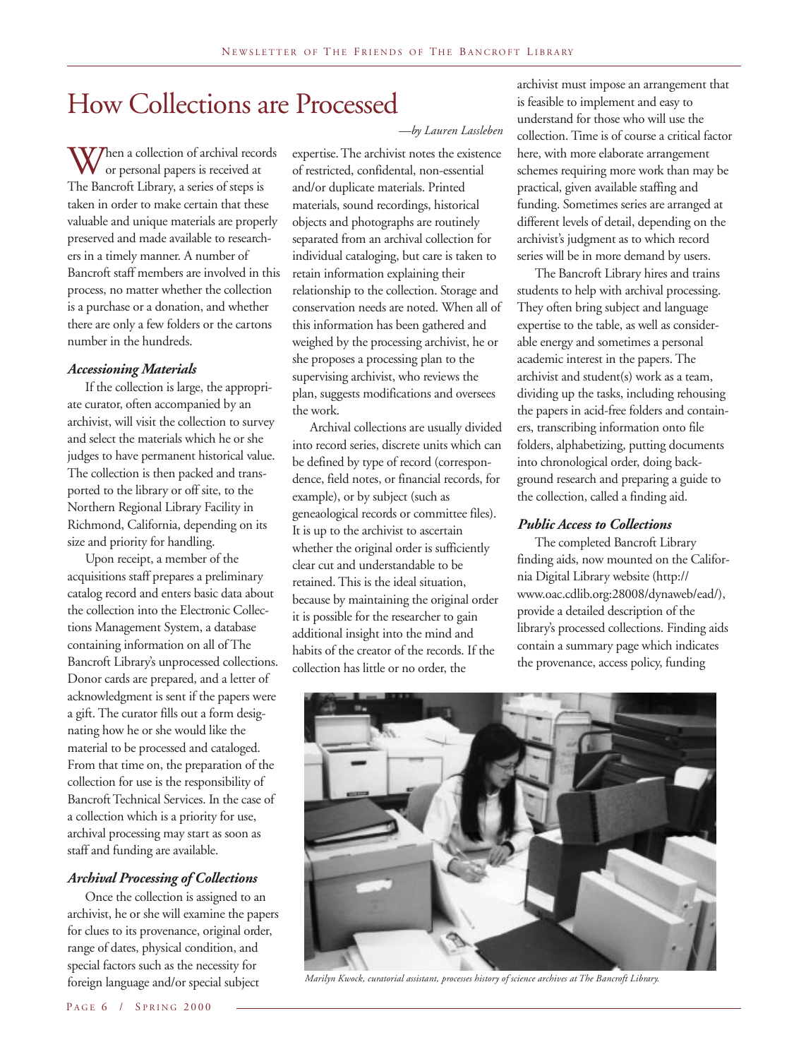# How Collections are Processed

*—by Lauren Lassleben*

When a collection of archival records or personal papers is received at The Bancroft Library, a series of steps is taken in order to make certain that these valuable and unique materials are properly preserved and made available to researchers in a timely manner. A number of Bancroft staff members are involved in this process, no matter whether the collection is a purchase or a donation, and whether there are only a few folders or the cartons number in the hundreds.

### *Accessioning Materials*

If the collection is large, the appropriate curator, often accompanied by an archivist, will visit the collection to survey and select the materials which he or she judges to have permanent historical value. The collection is then packed and transported to the library or off site, to the Northern Regional Library Facility in Richmond, California, depending on its size and priority for handling.

Upon receipt, a member of the acquisitions staff prepares a preliminary catalog record and enters basic data about the collection into the Electronic Collections Management System, a database containing information on all of The Bancroft Library's unprocessed collections. Donor cards are prepared, and a letter of acknowledgment is sent if the papers were a gift. The curator fills out a form designating how he or she would like the material to be processed and cataloged. From that time on, the preparation of the collection for use is the responsibility of Bancroft Technical Services. In the case of a collection which is a priority for use, archival processing may start as soon as staff and funding are available.

### *Archival Processing of Collections*

Once the collection is assigned to an archivist, he or she will examine the papers for clues to its provenance, original order, range of dates, physical condition, and special factors such as the necessity for foreign language and/or special subject expertise. The archivist notes the existence of restricted, confidental, non-essential and/or duplicate materials. Printed materials, sound recordings, historical objects and photographs are routinely separated from an archival collection for individual cataloging, but care is taken to retain information explaining their relationship to the collection. Storage and conservation needs are noted. When all of this information has been gathered and weighed by the processing archivist, he or she proposes a processing plan to the supervising archivist, who reviews the plan, suggests modifications and oversees the work.

Archival collections are usually divided into record series, discrete units which can be defined by type of record (correspondence, field notes, or financial records, for example), or by subject (such as geneaological records or committee files). It is up to the archivist to ascertain whether the original order is sufficiently clear cut and understandable to be retained. This is the ideal situation, because by maintaining the original order it is possible for the researcher to gain additional insight into the mind and habits of the creator of the records. If the collection has little or no order, the archivist must impose an arrangement that is feasible to implement and easy to understand for those who will use the collection. Time is of course a critical factor here, with more elaborate arrangement schemes requiring more work than may be practical, given available staffing and funding. Sometimes series are arranged at different levels of detail, depending on the archivist's judgment as to which record series will be in more demand by users.

The Bancroft Library hires and trains students to help with archival processing. They often bring subject and language expertise to the table, as well as considerable energy and sometimes a personal academic interest in the papers. The archivist and student(s) work as a team, dividing up the tasks, including rehousing the papers in acid-free folders and containers, transcribing information onto file folders, alphabetizing, putting documents into chronological order, doing background research and preparing a guide to the collection, called a finding aid.

### *Public Access to Collections*

The completed Bancroft Library finding aids, now mounted on the California Digital Library website (http://www.oac.cdlib.org:28008/dynaweb/ead/), provide a detailed description of the library's processed collections. Finding aids contain a summary page which indicates the provenance, access policy, funding

*Marilyn Kwock, curatorial assistant, processes history of science archives at The Bancroft Library.*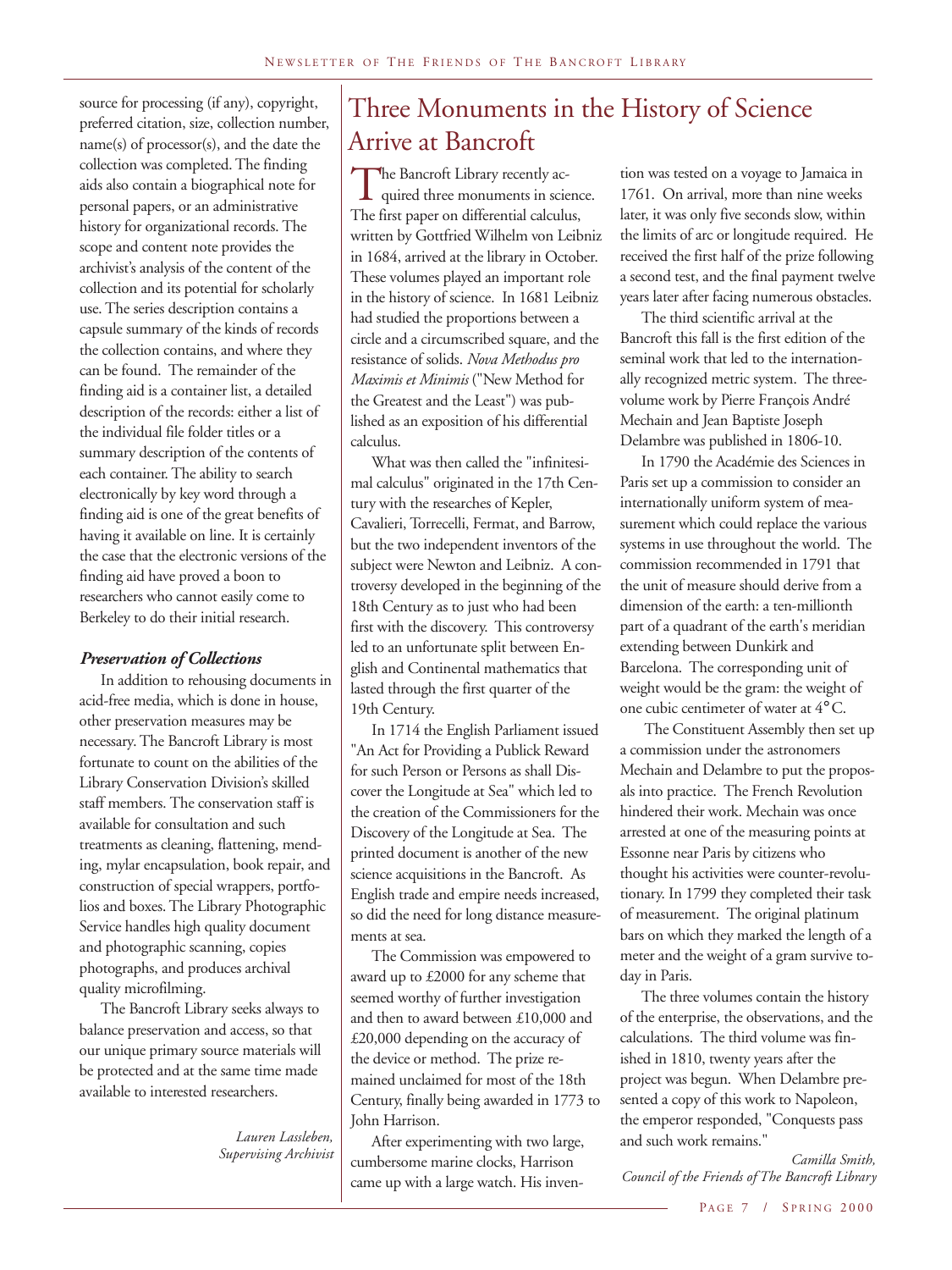source for processing (if any), copyright, preferred citation, size, collection number, name(s) of processor(s), and the date the collection was completed. The finding aids also contain a biographical note for personal papers, or an administrative history for organizational records. The scope and content note provides the archivist's analysis of the content of the collection and its potential for scholarly use. The series description contains a capsule summary of the kinds of records the collection contains, and where they can be found. The remainder of the finding aid is a container list, a detailed description of the records: either a list of the individual file folder titles or a summary description of the contents of each container. The ability to search electronically by key word through a finding aid is one of the great benefits of having it available on line. It is certainly the case that the electronic versions of the finding aid have proved a boon to researchers who cannot easily come to Berkeley to do their initial research.

***Preservation of Collections***

In addition to rehousing documents in acid-free media, which is done in house, other preservation measures may be necessary. The Bancroft Library is most fortunate to count on the abilities of the Library Conservation Division's skilled staff members. The conservation staff is available for consultation and such treatments as cleaning, flattening, mending, mylar encapsulation, book repair, and construction of special wrappers, portfolios and boxes. The Library Photographic Service handles high quality document and photographic scanning, copies photographs, and produces archival quality microfilming.

The Bancroft Library seeks always to balance preservation and access, so that our unique primary source materials will be protected and at the same time made available to interested researchers.

*Lauren Lassleben,*
*Supervising Archivist*

# Three Monuments in the History of Science Arrive at Bancroft

The Bancroft Library recently acquired three monuments in science. The first paper on differential calculus, written by Gottfried Wilhelm von Leibniz in 1684, arrived at the library in October. These volumes played an important role in the history of science. In 1681 Leibniz had studied the proportions between a circle and a circumscribed square, and the resistance of solids. *Nova Methodus pro Maximis et Minimis* ("New Method for the Greatest and the Least") was published as an exposition of his differential calculus.

What was then called the "infinitesimal calculus" originated in the 17th Century with the researches of Kepler, Cavalieri, Torrecelli, Fermat, and Barrow, but the two independent inventors of the subject were Newton and Leibniz. A controversy developed in the beginning of the 18th Century as to just who had been first with the discovery. This controversy led to an unfortunate split between English and Continental mathematics that lasted through the first quarter of the 19th Century.

In 1714 the English Parliament issued "An Act for Providing a Publick Reward for such Person or Persons as shall Discover the Longitude at Sea" which led to the creation of the Commissioners for the Discovery of the Longitude at Sea. The printed document is another of the new science acquisitions in the Bancroft. As English trade and empire needs increased, so did the need for long distance measurements at sea.

The Commission was empowered to award up to £2000 for any scheme that seemed worthy of further investigation and then to award between £10,000 and £20,000 depending on the accuracy of the device or method. The prize remained unclaimed for most of the 18th Century, finally being awarded in 1773 to John Harrison.

After experimenting with two large, cumbersome marine clocks, Harrison came up with a large watch. His invention was tested on a voyage to Jamaica in 1761. On arrival, more than nine weeks later, it was only five seconds slow, within the limits of arc or longitude required. He received the first half of the prize following a second test, and the final payment twelve years later after facing numerous obstacles.

The third scientific arrival at the Bancroft this fall is the first edition of the seminal work that led to the internationally recognized metric system. The three-volume work by Pierre François André Mechain and Jean Baptiste Joseph Delambre was published in 1806-10.

In 1790 the Académie des Sciences in Paris set up a commission to consider an internationally uniform system of measurement which could replace the various systems in use throughout the world. The commission recommended in 1791 that the unit of measure should derive from a dimension of the earth: a ten-millionth part of a quadrant of the earth's meridian extending between Dunkirk and Barcelona. The corresponding unit of weight would be the gram: the weight of one cubic centimeter of water at 4°C.

The Constituent Assembly then set up a commission under the astronomers Mechain and Delambre to put the proposals into practice. The French Revolution hindered their work. Mechain was once arrested at one of the measuring points at Essonne near Paris by citizens who thought his activities were counter-revolutionary. In 1799 they completed their task of measurement. The original platinum bars on which they marked the length of a meter and the weight of a gram survive today in Paris.

The three volumes contain the history of the enterprise, the observations, and the calculations. The third volume was finished in 1810, twenty years after the project was begun. When Delambre presented a copy of this work to Napoleon, the emperor responded, "Conquests pass and such work remains."

*Camilla Smith,*
*Council of the Friends of The Bancroft Library*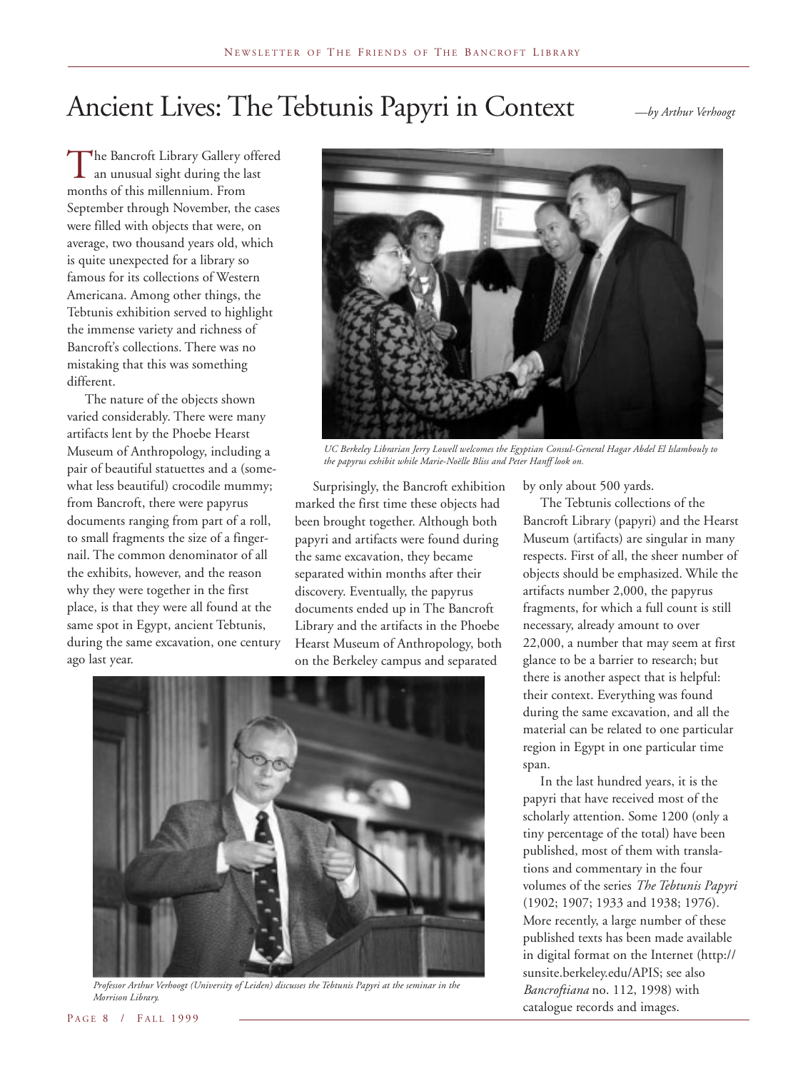# Ancient Lives: The Tebtunis Papyri in Context

*—by Arthur Verhoogt*

The Bancroft Library Gallery offered an unusual sight during the last months of this millennium. From September through November, the cases were filled with objects that were, on average, two thousand years old, which is quite unexpected for a library so famous for its collections of Western Americana. Among other things, the Tebtunis exhibition served to highlight the immense variety and richness of Bancroft's collections. There was no mistaking that this was something different.

The nature of the objects shown varied considerably. There were many artifacts lent by the Phoebe Hearst Museum of Anthropology, including a pair of beautiful statuettes and a (somewhat less beautiful) crocodile mummy; from Bancroft, there were papyrus documents ranging from part of a roll, to small fragments the size of a fingernail. The common denominator of all the exhibits, however, and the reason why they were together in the first place, is that they were all found at the same spot in Egypt, ancient Tebtunis, during the same excavation, one century ago last year.

*UC Berkeley Librarian Jerry Lowell welcomes the Egyptian Consul-General Hagar Abdel El Islambouly to the papyrus exhibit while Marie-Noëlle Bliss and Peter Hanff look on.*

Surprisingly, the Bancroft exhibition marked the first time these objects had been brought together. Although both papyri and artifacts were found during the same excavation, they became separated within months after their discovery. Eventually, the papyrus documents ended up in The Bancroft Library and the artifacts in the Phoebe Hearst Museum of Anthropology, both on the Berkeley campus and separated by only about 500 yards.

*Professor Arthur Verhoogt (University of Leiden) discusses the Tebtunis Papyri at the seminar in the Morrison Library.*

The Tebtunis collections of the Bancroft Library (papyri) and the Hearst Museum (artifacts) are singular in many respects. First of all, the sheer number of objects should be emphasized. While the artifacts number 2,000, the papyrus fragments, for which a full count is still necessary, already amount to over 22,000, a number that may seem at first glance to be a barrier to research; but there is another aspect that is helpful: their context. Everything was found during the same excavation, and all the material can be related to one particular region in Egypt in one particular time span.

In the last hundred years, it is the papyri that have received most of the scholarly attention. Some 1200 (only a tiny percentage of the total) have been published, most of them with translations and commentary in the four volumes of the series *The Tebtunis Papyri* (1902; 1907; 1933 and 1938; 1976). More recently, a large number of these published texts has been made available in digital format on the Internet (http://sunsite.berkeley.edu/APIS; see also *Bancroftiana* no. 112, 1998) with catalogue records and images.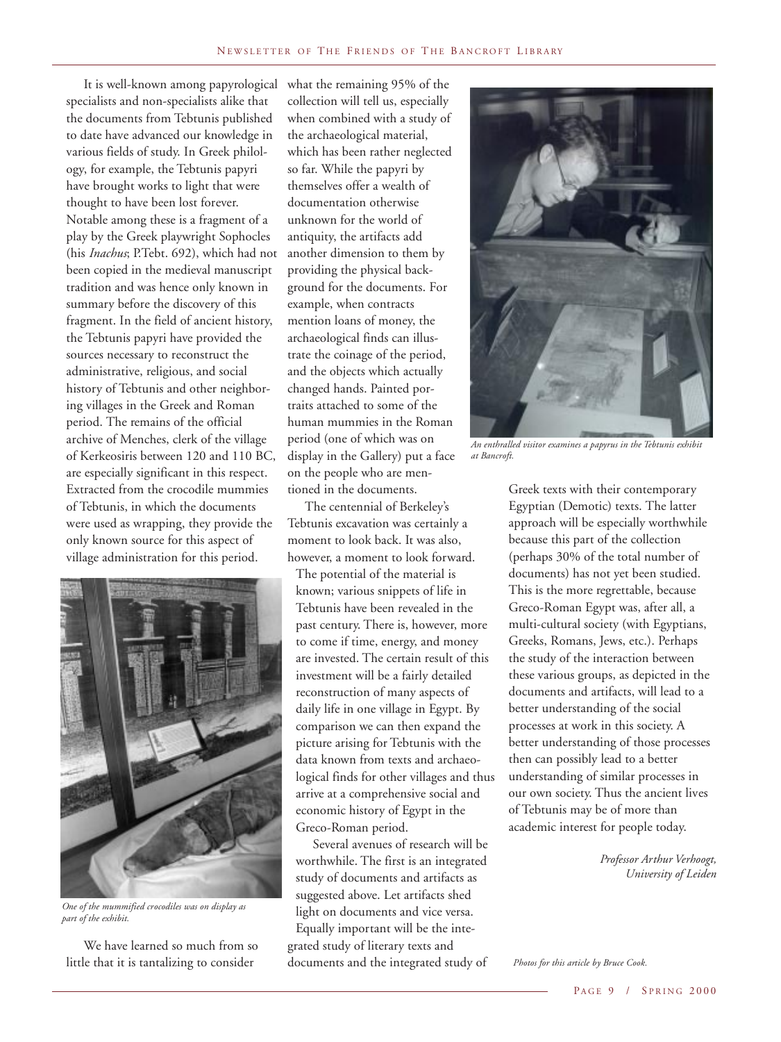It is well-known among papyrological specialists and non-specialists alike that the documents from Tebtunis published to date have advanced our knowledge in various fields of study. In Greek philology, for example, the Tebtunis papyri have brought works to light that were thought to have been lost forever. Notable among these is a fragment of a play by the Greek playwright Sophocles (his *Inachus*; P.Tebt. 692), which had not been copied in the medieval manuscript tradition and was hence only known in summary before the discovery of this fragment. In the field of ancient history, the Tebtunis papyri have provided the sources necessary to reconstruct the administrative, religious, and social history of Tebtunis and other neighboring villages in the Greek and Roman period. The remains of the official archive of Menches, clerk of the village of Kerkeosiris between 120 and 110 BC, are especially significant in this respect. Extracted from the crocodile mummies of Tebtunis, in which the documents were used as wrapping, they provide the only known source for this aspect of village administration for this period.

*One of the mummified crocodiles was on display as part of the exhibit.*

We have learned so much from so little that it is tantalizing to consider what the remaining 95% of the collection will tell us, especially when combined with a study of the archaeological material, which has been rather neglected so far. While the papyri by themselves offer a wealth of documentation otherwise unknown for the world of antiquity, the artifacts add another dimension to them by providing the physical background for the documents. For example, when contracts mention loans of money, the archaeological finds can illustrate the coinage of the period, and the objects which actually changed hands. Painted portraits attached to some of the human mummies in the Roman period (one of which was on display in the Gallery) put a face on the people who are mentioned in the documents.

The centennial of Berkeley's Tebtunis excavation was certainly a moment to look back. It was also, however, a moment to look forward. The potential of the material is known; various snippets of life in Tebtunis have been revealed in the past century. There is, however, more to come if time, energy, and money are invested. The certain result of this investment will be a fairly detailed reconstruction of many aspects of daily life in one village in Egypt. By comparison we can then expand the picture arising for Tebtunis with the data known from texts and archaeological finds for other villages and thus arrive at a comprehensive social and economic history of Egypt in the Greco-Roman period.

Several avenues of research will be worthwhile. The first is an integrated study of documents and artifacts as suggested above. Let artifacts shed light on documents and vice versa. Equally important will be the integrated study of literary texts and documents and the integrated study of Greek texts with their contemporary Egyptian (Demotic) texts. The latter approach will be especially worthwhile because this part of the collection (perhaps 30% of the total number of documents) has not yet been studied. This is the more regrettable, because Greco-Roman Egypt was, after all, a multi-cultural society (with Egyptians, Greeks, Romans, Jews, etc.). Perhaps the study of the interaction between these various groups, as depicted in the documents and artifacts, will lead to a better understanding of the social processes at work in this society. A better understanding of those processes then can possibly lead to a better understanding of similar processes in our own society. Thus the ancient lives of Tebtunis may be of more than academic interest for people today.

*An enthralled visitor examines a papyrus in the Tebtunis exhibit at Bancroft.*

*Professor Arthur Verhoogt,*
*University of Leiden*

*Photos for this article by Bruce Cook.*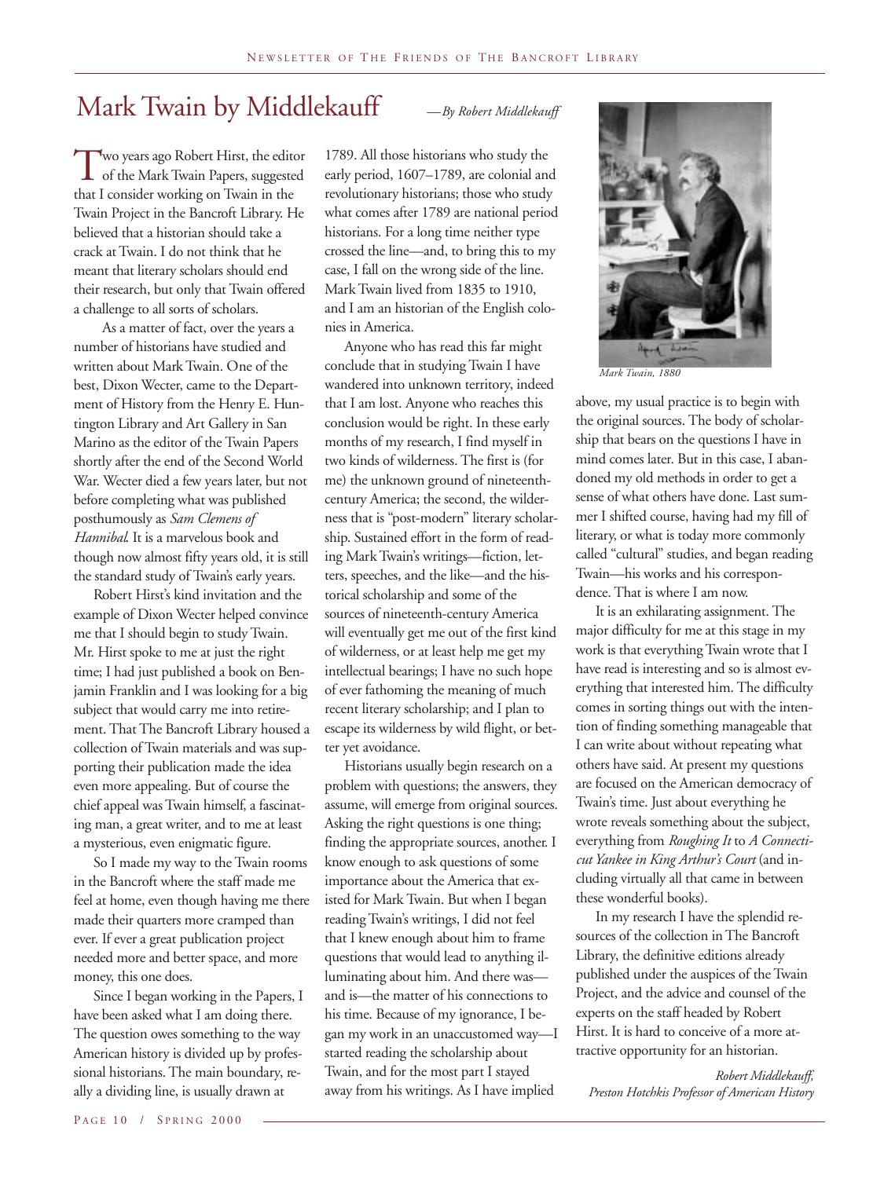# Mark Twain by Middlekauff

*—By Robert Middlekauff*

Two years ago Robert Hirst, the editor of the Mark Twain Papers, suggested that I consider working on Twain in the Twain Project in the Bancroft Library. He believed that a historian should take a crack at Twain. I do not think that he meant that literary scholars should end their research, but only that Twain offered a challenge to all sorts of scholars.

As a matter of fact, over the years a number of historians have studied and written about Mark Twain. One of the best, Dixon Wecter, came to the Department of History from the Henry E. Huntington Library and Art Gallery in San Marino as the editor of the Twain Papers shortly after the end of the Second World War. Wecter died a few years later, but not before completing what was published posthumously as *Sam Clemens of Hannibal*. It is a marvelous book and though now almost fifty years old, it is still the standard study of Twain's early years.

Robert Hirst's kind invitation and the example of Dixon Wecter helped convince me that I should begin to study Twain. Mr. Hirst spoke to me at just the right time; I had just published a book on Benjamin Franklin and I was looking for a big subject that would carry me into retirement. That The Bancroft Library housed a collection of Twain materials and was supporting their publication made the idea even more appealing. But of course the chief appeal was Twain himself, a fascinating man, a great writer, and to me at least a mysterious, even enigmatic figure.

So I made my way to the Twain rooms in the Bancroft where the staff made me feel at home, even though having me there made their quarters more cramped than ever. If ever a great publication project needed more and better space, and more money, this one does.

Since I began working in the Papers, I have been asked what I am doing there. The question owes something to the way American history is divided up by professional historians. The main boundary, really a dividing line, is usually drawn at 1789. All those historians who study the early period, 1607–1789, are colonial and revolutionary historians; those who study what comes after 1789 are national period historians. For a long time neither type crossed the line—and, to bring this to my case, I fall on the wrong side of the line. Mark Twain lived from 1835 to 1910, and I am an historian of the English colonies in America.

Anyone who has read this far might conclude that in studying Twain I have wandered into unknown territory, indeed that I am lost. Anyone who reaches this conclusion would be right. In these early months of my research, I find myself in two kinds of wilderness. The first is (for me) the unknown ground of nineteenth-century America; the second, the wilderness that is "post-modern" literary scholarship. Sustained effort in the form of reading Mark Twain's writings—fiction, letters, speeches, and the like—and the historical scholarship and some of the sources of nineteenth-century America will eventually get me out of the first kind of wilderness, or at least help me get my intellectual bearings; I have no such hope of ever fathoming the meaning of much recent literary scholarship; and I plan to escape its wilderness by wild flight, or better yet avoidance.

Historians usually begin research on a problem with questions; the answers, they assume, will emerge from original sources. Asking the right questions is one thing; finding the appropriate sources, another. I know enough to ask questions of some importance about the America that existed for Mark Twain. But when I began reading Twain's writings, I did not feel that I knew enough about him to frame questions that would lead to anything illuminating about him. And there was—and is—the matter of his connections to his time. Because of my ignorance, I began my work in an unaccustomed way—I started reading the scholarship about Twain, and for the most part I stayed away from his writings. As I have implied above, my usual practice is to begin with the original sources. The body of scholarship that bears on the questions I have in mind comes later. But in this case, I abandoned my old methods in order to get a sense of what others have done. Last summer I shifted course, having had my fill of literary, or what is today more commonly called "cultural" studies, and began reading Twain—his works and his correspondence. That is where I am now.

*Mark Twain, 1880*

It is an exhilarating assignment. The major difficulty for me at this stage in my work is that everything Twain wrote that I have read is interesting and so is almost everything that interested him. The difficulty comes in sorting things out with the intention of finding something manageable that I can write about without repeating what others have said. At present my questions are focused on the American democracy of Twain's time. Just about everything he wrote reveals something about the subject, everything from *Roughing It* to *A Connecticut Yankee in King Arthur's Court* (and including virtually all that came in between these wonderful books).

In my research I have the splendid resources of the collection in The Bancroft Library, the definitive editions already published under the auspices of the Twain Project, and the advice and counsel of the experts on the staff headed by Robert Hirst. It is hard to conceive of a more attractive opportunity for an historian.

*Robert Middlekauff,*
*Preston Hotchkis Professor of American History*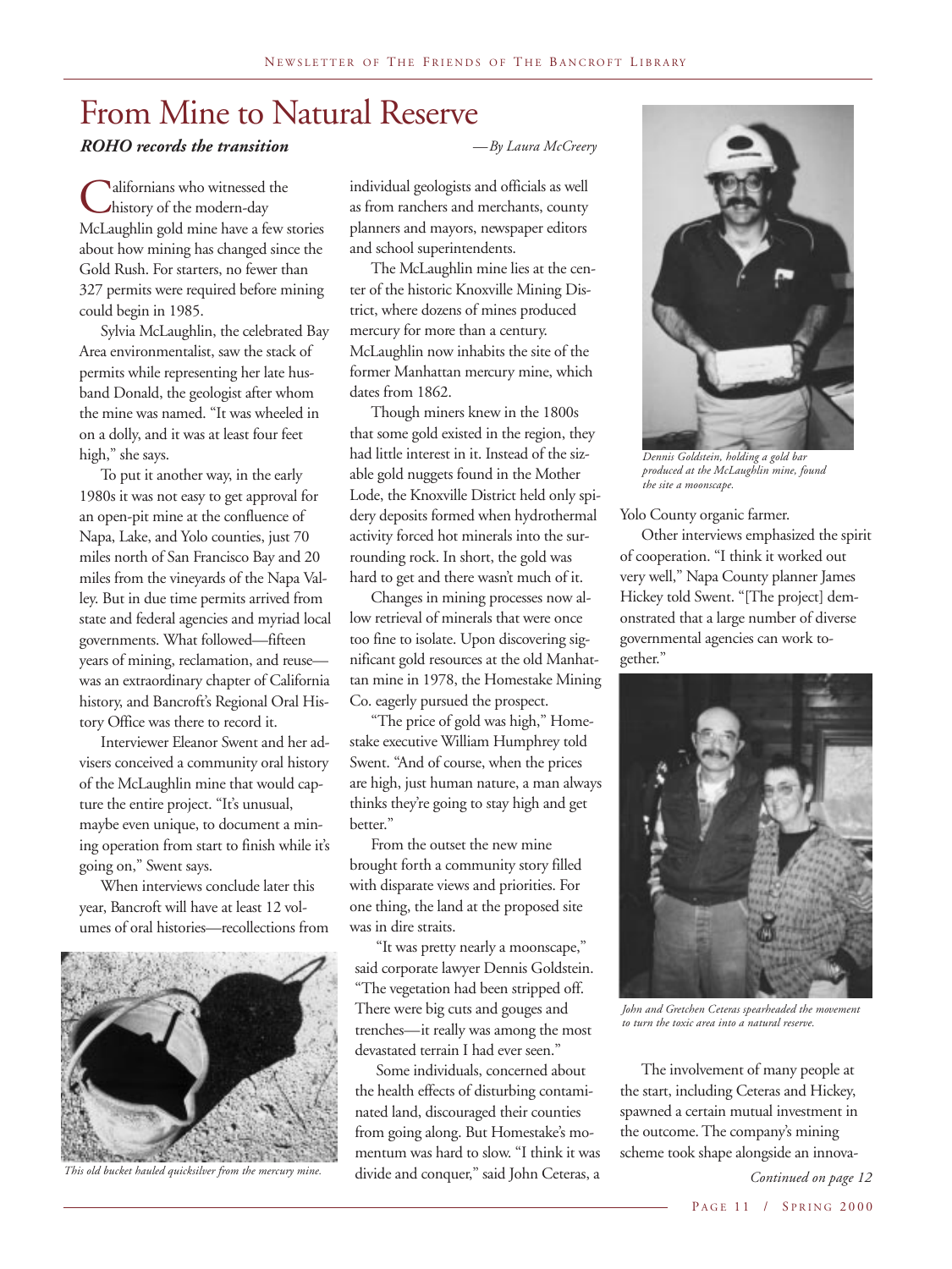# From Mine to Natural Reserve

***ROHO records the transition***

*—By Laura McCreery*

Californians who witnessed the history of the modern-day McLaughlin gold mine have a few stories about how mining has changed since the Gold Rush. For starters, no fewer than 327 permits were required before mining could begin in 1985.

Sylvia McLaughlin, the celebrated Bay Area environmentalist, saw the stack of permits while representing her late husband Donald, the geologist after whom the mine was named. "It was wheeled in on a dolly, and it was at least four feet high," she says.

To put it another way, in the early 1980s it was not easy to get approval for an open-pit mine at the confluence of Napa, Lake, and Yolo counties, just 70 miles north of San Francisco Bay and 20 miles from the vineyards of the Napa Valley. But in due time permits arrived from state and federal agencies and myriad local governments. What followed—fifteen years of mining, reclamation, and reuse—was an extraordinary chapter of California history, and Bancroft's Regional Oral History Office was there to record it.

Interviewer Eleanor Swent and her advisers conceived a community oral history of the McLaughlin mine that would capture the entire project. "It's unusual, maybe even unique, to document a mining operation from start to finish while it's going on," Swent says.

When interviews conclude later this year, Bancroft will have at least 12 volumes of oral histories—recollections from individual geologists and officials as well as from ranchers and merchants, county planners and mayors, newspaper editors and school superintendents.

*This old bucket hauled quicksilver from the mercury mine.*

The McLaughlin mine lies at the center of the historic Knoxville Mining District, where dozens of mines produced mercury for more than a century. McLaughlin now inhabits the site of the former Manhattan mercury mine, which dates from 1862.

Though miners knew in the 1800s that some gold existed in the region, they had little interest in it. Instead of the sizable gold nuggets found in the Mother Lode, the Knoxville District held only spidery deposits formed when hydrothermal activity forced hot minerals into the surrounding rock. In short, the gold was hard to get and there wasn't much of it.

Changes in mining processes now allow retrieval of minerals that were once too fine to isolate. Upon discovering significant gold resources at the old Manhattan mine in 1978, the Homestake Mining Co. eagerly pursued the prospect.

"The price of gold was high," Homestake executive William Humphrey told Swent. "And of course, when the prices are high, just human nature, a man always thinks they're going to stay high and get better."

From the outset the new mine brought forth a community story filled with disparate views and priorities. For one thing, the land at the proposed site was in dire straits.

"It was pretty nearly a moonscape," said corporate lawyer Dennis Goldstein. "The vegetation had been stripped off. There were big cuts and gouges and trenches—it really was among the most devastated terrain I had ever seen."

*Dennis Goldstein, holding a gold bar produced at the McLaughlin mine, found the site a moonscape.*

Some individuals, concerned about the health effects of disturbing contaminated land, discouraged their counties from going along. But Homestake's momentum was hard to slow. "I think it was divide and conquer," said John Ceteras, a Yolo County organic farmer.

Other interviews emphasized the spirit of cooperation. "I think it worked out very well," Napa County planner James Hickey told Swent. "[The project] demonstrated that a large number of diverse governmental agencies can work together."

*John and Gretchen Ceteras spearheaded the movement to turn the toxic area into a natural reserve.*

The involvement of many people at the start, including Ceteras and Hickey, spawned a certain mutual investment in the outcome. The company's mining scheme took shape alongside an innova-

*Continued on page 12*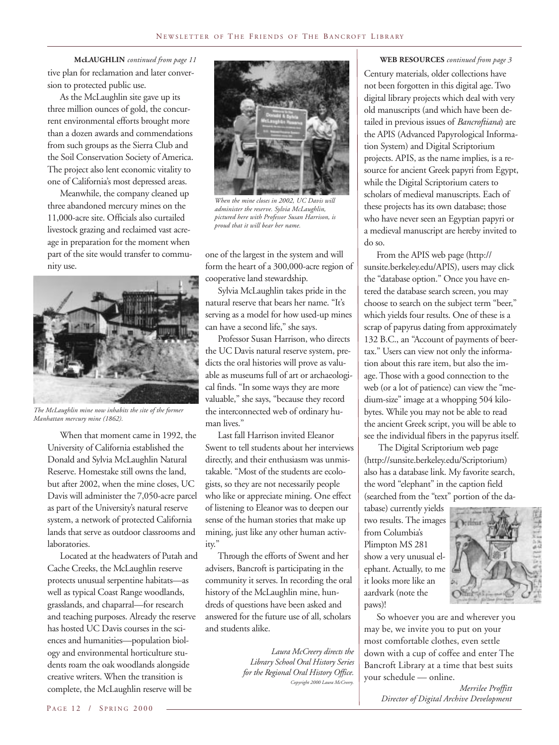**McLAUGHLIN** *continued from page 11*

tive plan for reclamation and later conversion to protected public use.

As the McLaughlin site gave up its three million ounces of gold, the concurrent environmental efforts brought more than a dozen awards and commendations from such groups as the Sierra Club and the Soil Conservation Society of America. The project also lent economic vitality to one of California's most depressed areas.

Meanwhile, the company cleaned up three abandoned mercury mines on the 11,000-acre site. Officials also curtailed livestock grazing and reclaimed vast acreage in preparation for the moment when part of the site would transfer to community use.

*The McLaughlin mine now inhabits the site of the former Manhattan mercury mine (1862).*

When that moment came in 1992, the University of California established the Donald and Sylvia McLaughlin Natural Reserve. Homestake still owns the land, but after 2002, when the mine closes, UC Davis will administer the 7,050-acre parcel as part of the University's natural reserve system, a network of protected California lands that serve as outdoor classrooms and laboratories.

Located at the headwaters of Putah and Cache Creeks, the McLaughlin reserve protects unusual serpentine habitats—as well as typical Coast Range woodlands, grasslands, and chaparral—for research and teaching purposes. Already the reserve has hosted UC Davis courses in the sciences and humanities—population biology and environmental horticulture students roam the oak woodlands alongside creative writers. When the transition is complete, the McLaughlin reserve will be one of the largest in the system and will form the heart of a 300,000-acre region of cooperative land stewardship.

*When the mine closes in 2002, UC Davis will administer the reserve. Sylvia McLaughlin, pictured here with Professor Susan Harrison, is proud that it will bear her name.*

Sylvia McLaughlin takes pride in the natural reserve that bears her name. "It's serving as a model for how used-up mines can have a second life," she says.

Professor Susan Harrison, who directs the UC Davis natural reserve system, predicts the oral histories will prove as valuable as museums full of art or archaeological finds. "In some ways they are more valuable," she says, "because they record the interconnected web of ordinary human lives."

Last fall Harrison invited Eleanor Swent to tell students about her interviews directly, and their enthusiasm was unmistakable. "Most of the students are ecologists, so they are not necessarily people who like or appreciate mining. One effect of listening to Eleanor was to deepen our sense of the human stories that make up mining, just like any other human activity."

Through the efforts of Swent and her advisers, Bancroft is participating in the community it serves. In recording the oral history of the McLaughlin mine, hundreds of questions have been asked and answered for the future use of all, scholars and students alike.

*Laura McCreery directs the Library School Oral History Series for the Regional Oral History Office.*

*Copyright 2000 Laura McCreery.*

**WEB RESOURCES** *continued from page 3*

Century materials, older collections have not been forgotten in this digital age. Two digital library projects which deal with very old manuscripts (and which have been detailed in previous issues of *Bancroftiana*) are the APIS (Advanced Papyrological Information System) and Digital Scriptorium projects. APIS, as the name implies, is a resource for ancient Greek papyri from Egypt, while the Digital Scriptorium caters to scholars of medieval manuscripts. Each of these projects has its own database; those who have never seen an Egyptian papyri or a medieval manuscript are hereby invited to do so.

From the APIS web page (http://sunsite.berkeley.edu/APIS), users may click the "database option." Once you have entered the database search screen, you may choose to search on the subject term "beer," which yields four results. One of these is a scrap of papyrus dating from approximately 132 B.C., an "Account of payments of beer-tax." Users can view not only the information about this rare item, but also the image. Those with a good connection to the web (or a lot of patience) can view the "medium-size" image at a whopping 504 kilobytes. While you may not be able to read the ancient Greek script, you will be able to see the individual fibers in the papyrus itself.

The Digital Scriptorium web page (http://sunsite.berkeley.edu/Scriptorium) also has a database link. My favorite search, the word "elephant" in the caption field (searched from the "text" portion of the database) currently yields two results. The images from Columbia's Plimpton MS 281 show a very unusual elephant. Actually, to me it looks more like an aardvark (note the paws)!

So whoever you are and wherever you may be, we invite you to put on your most comfortable clothes, even settle down with a cup of coffee and enter The Bancroft Library at a time that best suits your schedule — online.

*Merrilee Proffitt*
*Director of Digital Archive Development*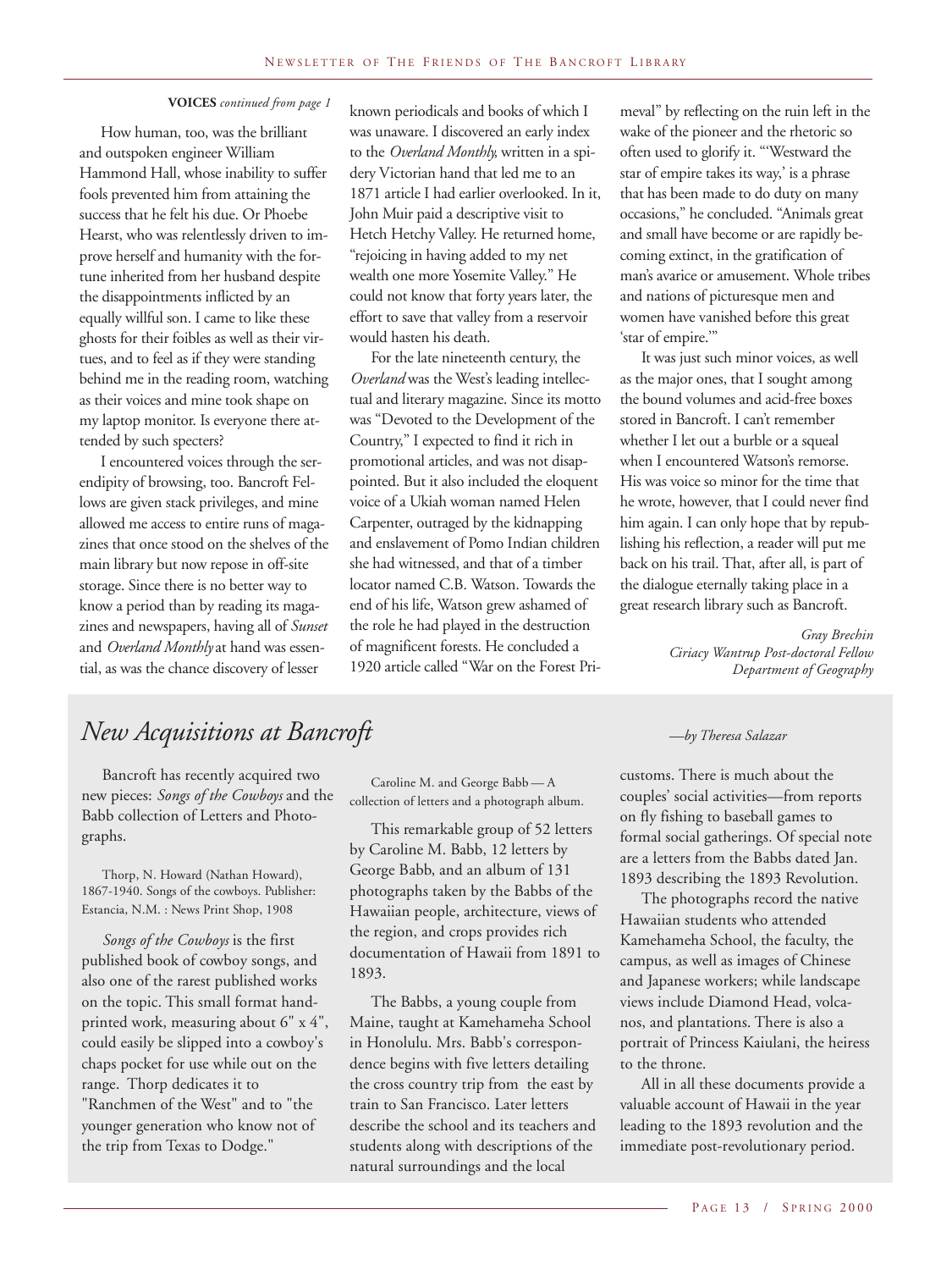**VOICES** *continued from page 1*

How human, too, was the brilliant and outspoken engineer William Hammond Hall, whose inability to suffer fools prevented him from attaining the success that he felt his due. Or Phoebe Hearst, who was relentlessly driven to improve herself and humanity with the fortune inherited from her husband despite the disappointments inflicted by an equally willful son. I came to like these ghosts for their foibles as well as their virtues, and to feel as if they were standing behind me in the reading room, watching as their voices and mine took shape on my laptop monitor. Is everyone there attended by such specters?

I encountered voices through the serendipity of browsing, too. Bancroft Fellows are given stack privileges, and mine allowed me access to entire runs of magazines that once stood on the shelves of the main library but now repose in off-site storage. Since there is no better way to know a period than by reading its magazines and newspapers, having all of *Sunset* and *Overland Monthly* at hand was essential, as was the chance discovery of lesser known periodicals and books of which I was unaware. I discovered an early index to the *Overland Monthly,* written in a spidery Victorian hand that led me to an 1871 article I had earlier overlooked. In it, John Muir paid a descriptive visit to Hetch Hetchy Valley. He returned home, "rejoicing in having added to my net wealth one more Yosemite Valley." He could not know that forty years later, the effort to save that valley from a reservoir would hasten his death.

For the late nineteenth century, the *Overland* was the West's leading intellectual and literary magazine. Since its motto was "Devoted to the Development of the Country," I expected to find it rich in promotional articles, and was not disappointed. But it also included the eloquent voice of a Ukiah woman named Helen Carpenter, outraged by the kidnapping and enslavement of Pomo Indian children she had witnessed, and that of a timber locator named C.B. Watson. Towards the end of his life, Watson grew ashamed of the role he had played in the destruction of magnificent forests. He concluded a 1920 article called "War on the Forest Primeval" by reflecting on the ruin left in the wake of the pioneer and the rhetoric so often used to glorify it. "'Westward the star of empire takes its way,' is a phrase that has been made to do duty on many occasions," he concluded. "Animals great and small have become or are rapidly becoming extinct, in the gratification of man's avarice or amusement. Whole tribes and nations of picturesque men and women have vanished before this great 'star of empire.'"

It was just such minor voices, as well as the major ones, that I sought among the bound volumes and acid-free boxes stored in Bancroft. I can't remember whether I let out a burble or a squeal when I encountered Watson's remorse. His was voice so minor for the time that he wrote, however, that I could never find him again. I can only hope that by republishing his reflection, a reader will put me back on his trail. That, after all, is part of the dialogue eternally taking place in a great research library such as Bancroft.

*Gray Brechin*
*Ciriacy Wantrup Post-doctoral Fellow*
*Department of Geography*

# *New Acquisitions at Bancroft*

*—by Theresa Salazar*

Bancroft has recently acquired two new pieces: *Songs of the Cowboys* and the Babb collection of Letters and Photographs.

Thorp, N. Howard (Nathan Howard), 1867-1940. Songs of the cowboys. Publisher: Estancia, N.M. : News Print Shop, 1908

*Songs of the Cowboys* is the first published book of cowboy songs, and also one of the rarest published works on the topic. This small format handprinted work, measuring about 6" x 4", could easily be slipped into a cowboy's chaps pocket for use while out on the range. Thorp dedicates it to "Ranchmen of the West" and to "the younger generation who know not of the trip from Texas to Dodge."

Caroline M. and George Babb — A collection of letters and a photograph album.

This remarkable group of 52 letters by Caroline M. Babb, 12 letters by George Babb, and an album of 131 photographs taken by the Babbs of the Hawaiian people, architecture, views of the region, and crops provides rich documentation of Hawaii from 1891 to 1893.

The Babbs, a young couple from Maine, taught at Kamehameha School in Honolulu. Mrs. Babb's correspondence begins with five letters detailing the cross country trip from the east by train to San Francisco. Later letters describe the school and its teachers and students along with descriptions of the natural surroundings and the local customs. There is much about the couples' social activities—from reports on fly fishing to baseball games to formal social gatherings. Of special note are a letters from the Babbs dated Jan. 1893 describing the 1893 Revolution.

The photographs record the native Hawaiian students who attended Kamehameha School, the faculty, the campus, as well as images of Chinese and Japanese workers; while landscape views include Diamond Head, volcanos, and plantations. There is also a portrait of Princess Kaiulani, the heiress to the throne.

All in all these documents provide a valuable account of Hawaii in the year leading to the 1893 revolution and the immediate post-revolutionary period.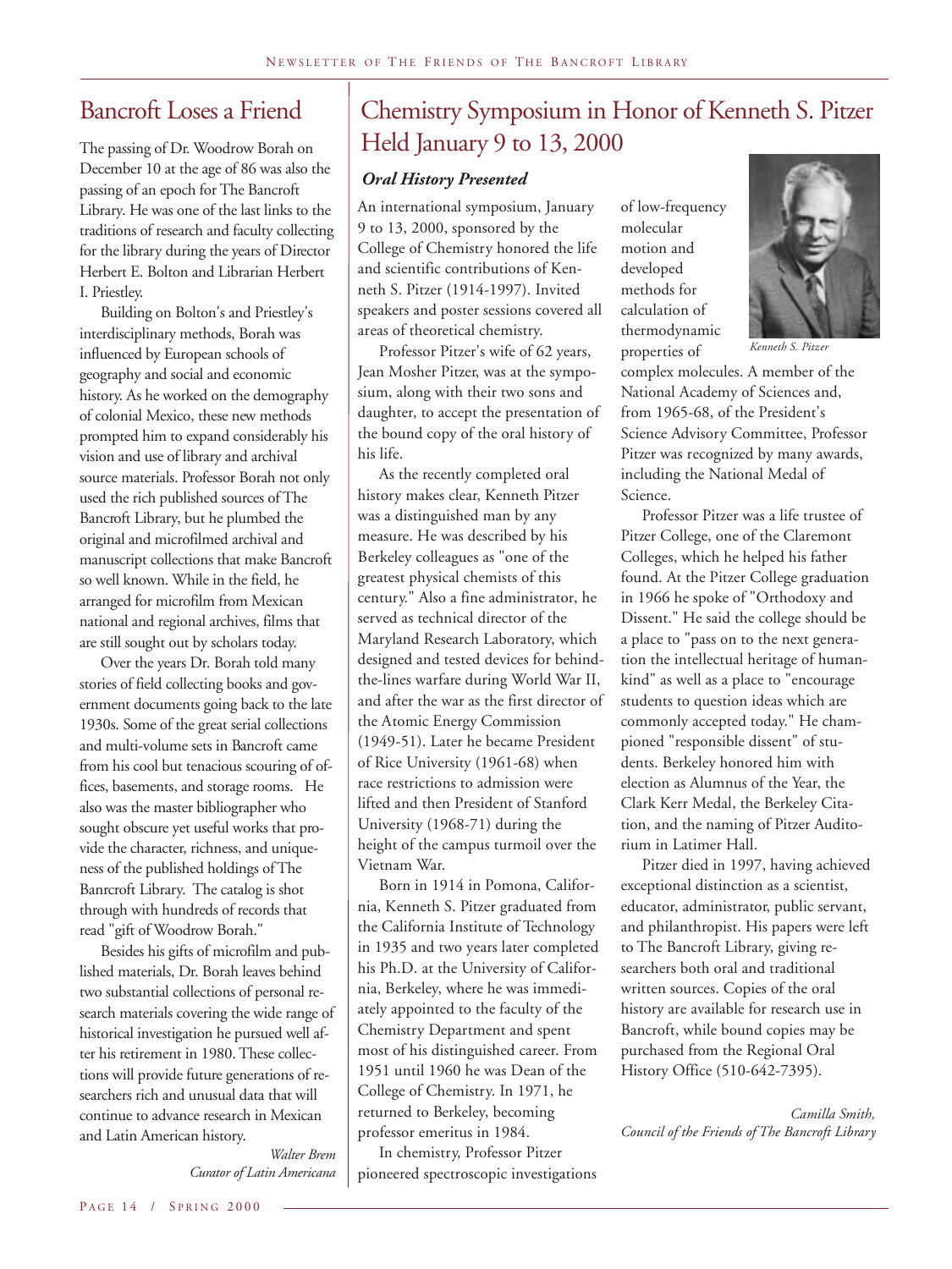## Bancroft Loses a Friend

The passing of Dr. Woodrow Borah on December 10 at the age of 86 was also the passing of an epoch for The Bancroft Library. He was one of the last links to the traditions of research and faculty collecting for the library during the years of Director Herbert E. Bolton and Librarian Herbert I. Priestley.

Building on Bolton's and Priestley's interdisciplinary methods, Borah was influenced by European schools of geography and social and economic history. As he worked on the demography of colonial Mexico, these new methods prompted him to expand considerably his vision and use of library and archival source materials. Professor Borah not only used the rich published sources of The Bancroft Library, but he plumbed the original and microfilmed archival and manuscript collections that make Bancroft so well known. While in the field, he arranged for microfilm from Mexican national and regional archives, films that are still sought out by scholars today.

Over the years Dr. Borah told many stories of field collecting books and government documents going back to the late 1930s. Some of the great serial collections and multi-volume sets in Bancroft came from his cool but tenacious scouring of offices, basements, and storage rooms. He also was the master bibliographer who sought obscure yet useful works that provide the character, richness, and uniqueness of the published holdings of The Banrcroft Library. The catalog is shot through with hundreds of records that read "gift of Woodrow Borah."

Besides his gifts of microfilm and published materials, Dr. Borah leaves behind two substantial collections of personal research materials covering the wide range of historical investigation he pursued well after his retirement in 1980. These collections will provide future generations of researchers rich and unusual data that will continue to advance research in Mexican and Latin American history.

*Walter Brem*
*Curator of Latin Americana*

## Chemistry Symposium in Honor of Kenneth S. Pitzer Held January 9 to 13, 2000

### *Oral History Presented*

An international symposium, January 9 to 13, 2000, sponsored by the College of Chemistry honored the life and scientific contributions of Kenneth S. Pitzer (1914-1997). Invited speakers and poster sessions covered all areas of theoretical chemistry.

Professor Pitzer's wife of 62 years, Jean Mosher Pitzer, was at the symposium, along with their two sons and daughter, to accept the presentation of the bound copy of the oral history of his life.

As the recently completed oral history makes clear, Kenneth Pitzer was a distinguished man by any measure. He was described by his Berkeley colleagues as "one of the greatest physical chemists of this century." Also a fine administrator, he served as technical director of the Maryland Research Laboratory, which designed and tested devices for behind-the-lines warfare during World War II, and after the war as the first director of the Atomic Energy Commission (1949-51). Later he became President of Rice University (1961-68) when race restrictions to admission were lifted and then President of Stanford University (1968-71) during the height of the campus turmoil over the Vietnam War.

Born in 1914 in Pomona, California, Kenneth S. Pitzer graduated from the California Institute of Technology in 1935 and two years later completed his Ph.D. at the University of California, Berkeley, where he was immediately appointed to the faculty of the Chemistry Department and spent most of his distinguished career. From 1951 until 1960 he was Dean of the College of Chemistry. In 1971, he returned to Berkeley, becoming professor emeritus in 1984.

In chemistry, Professor Pitzer pioneered spectroscopic investigations of low-frequency molecular motion and developed methods for calculation of thermodynamic properties of complex molecules. A member of the National Academy of Sciences and, from 1965-68, of the President's Science Advisory Committee, Professor Pitzer was recognized by many awards, including the National Medal of Science.

*Kenneth S. Pitzer*

Professor Pitzer was a life trustee of Pitzer College, one of the Claremont Colleges, which he helped his father found. At the Pitzer College graduation in 1966 he spoke of "Orthodoxy and Dissent." He said the college should be a place to "pass on to the next generation the intellectual heritage of humankind" as well as a place to "encourage students to question ideas which are commonly accepted today." He championed "responsible dissent" of students. Berkeley honored him with election as Alumnus of the Year, the Clark Kerr Medal, the Berkeley Citation, and the naming of Pitzer Auditorium in Latimer Hall.

Pitzer died in 1997, having achieved exceptional distinction as a scientist, educator, administrator, public servant, and philanthropist. His papers were left to The Bancroft Library, giving researchers both oral and traditional written sources. Copies of the oral history are available for research use in Bancroft, while bound copies may be purchased from the Regional Oral History Office (510-642-7395).

*Camilla Smith,*
*Council of the Friends of The Bancroft Library*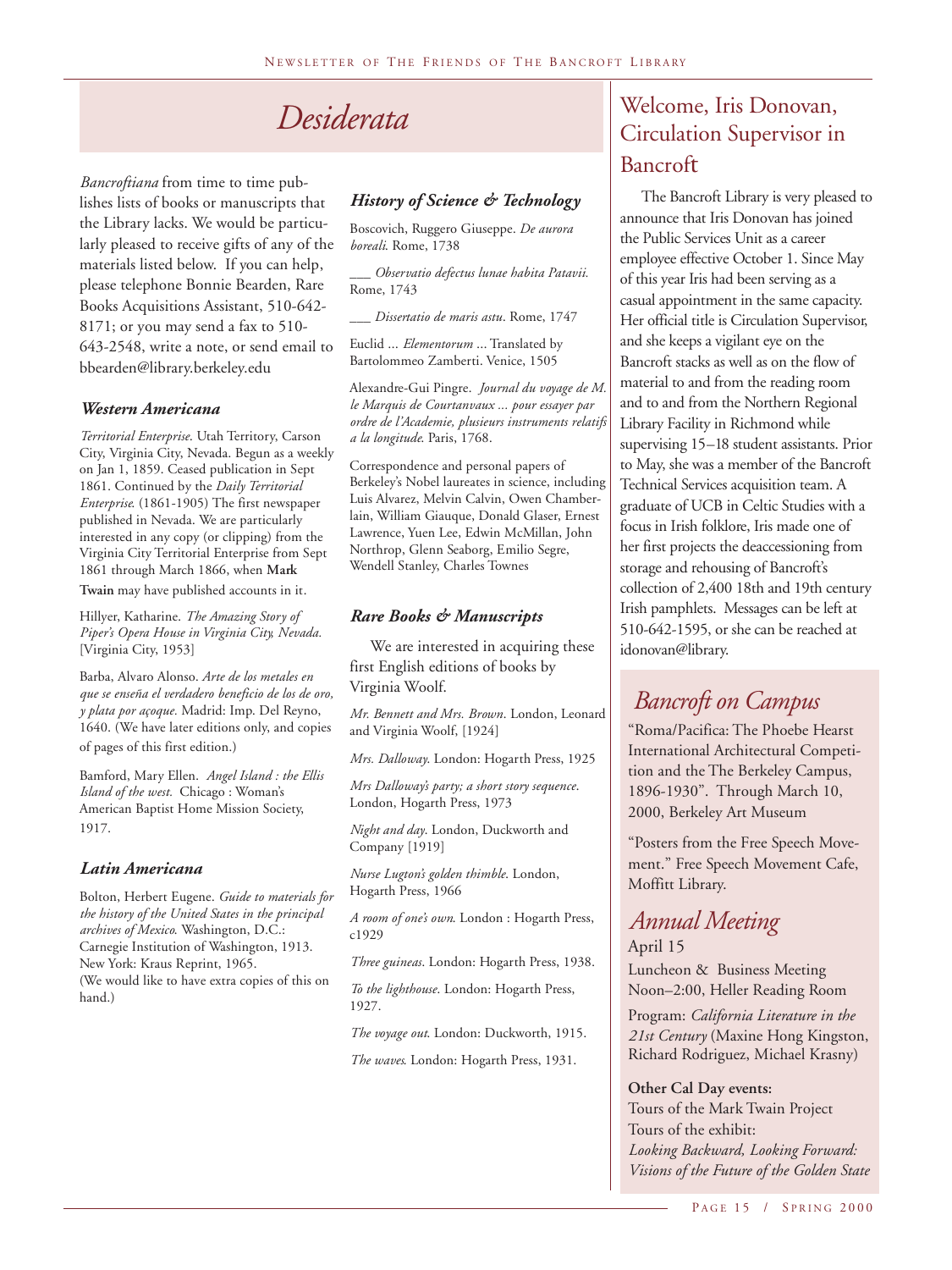# *Desiderata*

*Bancroftiana* from time to time publishes lists of books or manuscripts that the Library lacks. We would be particularly pleased to receive gifts of any of the materials listed below. If you can help, please telephone Bonnie Bearden, Rare Books Acquisitions Assistant, 510-642-8171; or you may send a fax to 510-643-2548, write a note, or send email to bbearden@library.berkeley.edu

### *Western Americana*

*Territorial Enterprise*. Utah Territory, Carson City, Virginia City, Nevada. Begun as a weekly on Jan 1, 1859. Ceased publication in Sept 1861. Continued by the *Daily Territorial Enterprise*. (1861-1905) The first newspaper published in Nevada. We are particularly interested in any copy (or clipping) from the Virginia City Territorial Enterprise from Sept 1861 through March 1866, when **Mark Twain** may have published accounts in it.

Hillyer, Katharine. *The Amazing Story of Piper's Opera House in Virginia City, Nevada.* [Virginia City, 1953]

Barba, Alvaro Alonso. *Arte de los metales en que se enseña el verdadero beneficio de los de oro, y plata por açoque*. Madrid: Imp. Del Reyno, 1640. (We have later editions only, and copies of pages of this first edition.)

Bamford, Mary Ellen. *Angel Island : the Ellis Island of the west.* Chicago : Woman's American Baptist Home Mission Society, 1917.

### *Latin Americana*

Bolton, Herbert Eugene. *Guide to materials for the history of the United States in the principal archives of Mexico*. Washington, D.C.: Carnegie Institution of Washington, 1913. New York: Kraus Reprint, 1965. (We would like to have extra copies of this on hand.)

### *History of Science & Technology*

Boscovich, Ruggero Giuseppe. *De aurora boreali*. Rome, 1738

___ *Observatio defectus lunae habita Patavii.* Rome, 1743

___ *Dissertatio de maris astu*. Rome, 1747

Euclid ... *Elementorum* ... Translated by Bartolommeo Zamberti. Venice, 1505

Alexandre-Gui Pingre. *Journal du voyage de M. le Marquis de Courtanvaux ... pour essayer par ordre de l'Academie, plusieurs instruments relatifs a la longitude*. Paris, 1768.

Correspondence and personal papers of Berkeley's Nobel laureates in science, including Luis Alvarez, Melvin Calvin, Owen Chamberlain, William Giauque, Donald Glaser, Ernest Lawrence, Yuen Lee, Edwin McMillan, John Northrop, Glenn Seaborg, Emilio Segre, Wendell Stanley, Charles Townes

### *Rare Books & Manuscripts*

We are interested in acquiring these first English editions of books by Virginia Woolf.

*Mr. Bennett and Mrs. Brown*. London, Leonard and Virginia Woolf, [1924]

*Mrs. Dalloway*. London: Hogarth Press, 1925

*Mrs Dalloway's party; a short story sequence*. London, Hogarth Press, 1973

*Night and day*. London, Duckworth and Company [1919]

*Nurse Lugton's golden thimble*. London, Hogarth Press, 1966

*A room of one's own*. London : Hogarth Press, c1929

*Three guineas*. London: Hogarth Press, 1938.

*To the lighthouse*. London: Hogarth Press, 1927.

*The voyage out*. London: Duckworth, 1915.

*The waves*. London: Hogarth Press, 1931.

## Welcome, Iris Donovan, Circulation Supervisor in Bancroft

The Bancroft Library is very pleased to announce that Iris Donovan has joined the Public Services Unit as a career employee effective October 1. Since May of this year Iris had been serving as a casual appointment in the same capacity. Her official title is Circulation Supervisor, and she keeps a vigilant eye on the Bancroft stacks as well as on the flow of material to and from the reading room and to and from the Northern Regional Library Facility in Richmond while supervising 15–18 student assistants. Prior to May, she was a member of the Bancroft Technical Services acquisition team. A graduate of UCB in Celtic Studies with a focus in Irish folklore, Iris made one of her first projects the deaccessioning from storage and rehousing of Bancroft's collection of 2,400 18th and 19th century Irish pamphlets. Messages can be left at 510-642-1595, or she can be reached at idonovan@library.

## *Bancroft on Campus*

"Roma/Pacifica: The Phoebe Hearst International Architectural Competition and the The Berkeley Campus, 1896-1930". Through March 10, 2000, Berkeley Art Museum

"Posters from the Free Speech Movement." Free Speech Movement Cafe, Moffitt Library.

## *Annual Meeting*

April 15

Luncheon & Business Meeting
Noon–2:00, Heller Reading Room

Program: *California Literature in the 21st Century* (Maxine Hong Kingston, Richard Rodriguez, Michael Krasny)

**Other Cal Day events:**
Tours of the Mark Twain Project
Tours of the exhibit:
*Looking Backward, Looking Forward: Visions of the Future of the Golden State*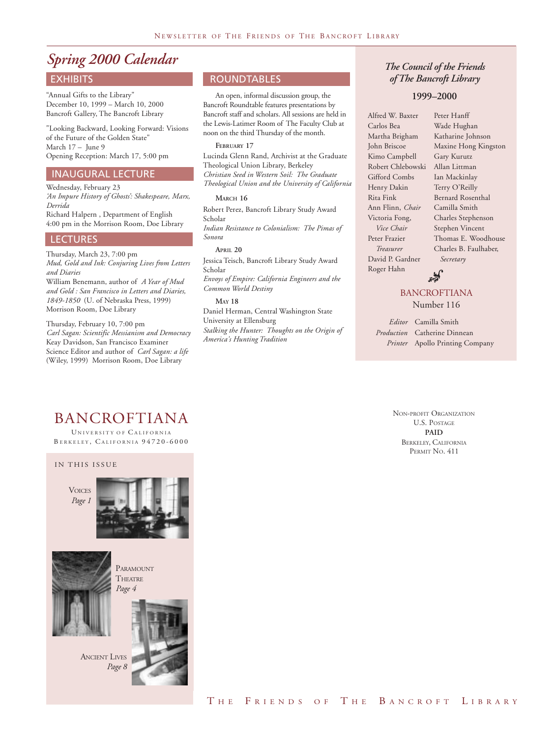# Spring 2000 Calendar

## EXHIBITS

"Annual Gifts to the Library"
December 10, 1999 – March 10, 2000
Bancroft Gallery, The Bancroft Library

"Looking Backward, Looking Forward: Visions of the Future of the Golden State"
March 17 – June 9
Opening Reception: March 17, 5:00 pm

## INAUGURAL LECTURE

Wednesday, February 23
*'An Impure History of Ghosts': Shakespeare, Marx, Derrida*
Richard Halpern , Department of English
4:00 pm in the Morrison Room, Doe Library

## LECTURES

Thursday, March 23, 7:00 pm
*Mud, Gold and Ink: Conjuring Lives from Letters and Diaries*
William Benemann, author of *A Year of Mud and Gold : San Francisco in Letters and Diaries, 1849-1850* (U. of Nebraska Press, 1999)
Morrison Room, Doe Library

Thursday, February 10, 7:00 pm
*Carl Sagan: Scientific Messianism and Democracy*
Keay Davidson, San Francisco Examiner Science Editor and author of *Carl Sagan: a life* (Wiley, 1999) Morrison Room, Doe Library

## ROUNDTABLES

An open, informal discussion group, the Bancroft Roundtable features presentations by Bancroft staff and scholars. All sessions are held in the Lewis-Latimer Room of The Faculty Club at noon on the third Thursday of the month.

**February 17**
Lucinda Glenn Rand, Archivist at the Graduate Theological Union Library, Berkeley
*Christian Seed in Western Soil: The Graduate Theological Union and the University of California*

**March 16**
Robert Perez, Bancroft Library Study Award Scholar
*Indian Resistance to Colonialism: The Pimas of Sonora*

**April 20**
Jessica Teisch, Bancroft Library Study Award Scholar
*Envoys of Empire: California Engineers and the Common World Destiny*

**May 18**
Daniel Herman, Central Washington State University at Ellensburg
*Stalking the Hunter: Thoughts on the Origin of America's Hunting Tradition*

## *The Council of the Friends of The Bancroft Library*

**1999–2000**

Alfred W. Baxter
Carlos Bea
Martha Brigham
John Briscoe
Kimo Campbell
Robert Chlebowski
Gifford Combs
Henry Dakin
Rita Fink
Ann Flinn, *Chair*
Victoria Fong, *Vice Chair*
Peter Frazier, *Treasurer*
David P. Gardner
Roger Hahn
Peter Hanff
Wade Hughan
Katharine Johnson
Maxine Hong Kingston
Gary Kurutz
Allan Littman
Ian Mackinlay
Terry O'Reilly
Bernard Rosenthal
Camilla Smith
Charles Stephenson
Stephen Vincent
Thomas E. Woodhouse
Charles B. Faulhaber, *Secretary*

BANCROFTIANA
Number 116

*Editor* Camilla Smith
*Production* Catherine Dinnean
*Printer* Apollo Printing Company

# BANCROFTIANA

University of California
Berkeley, California 94720-6000

IN THIS ISSUE

Voices *Page 1*

Paramount Theatre *Page 4*

Ancient Lives *Page 8*

Non-profit Organization
U.S. Postage
**PAID**
Berkeley, California
Permit No. 411

The Friends of The Bancroft Library